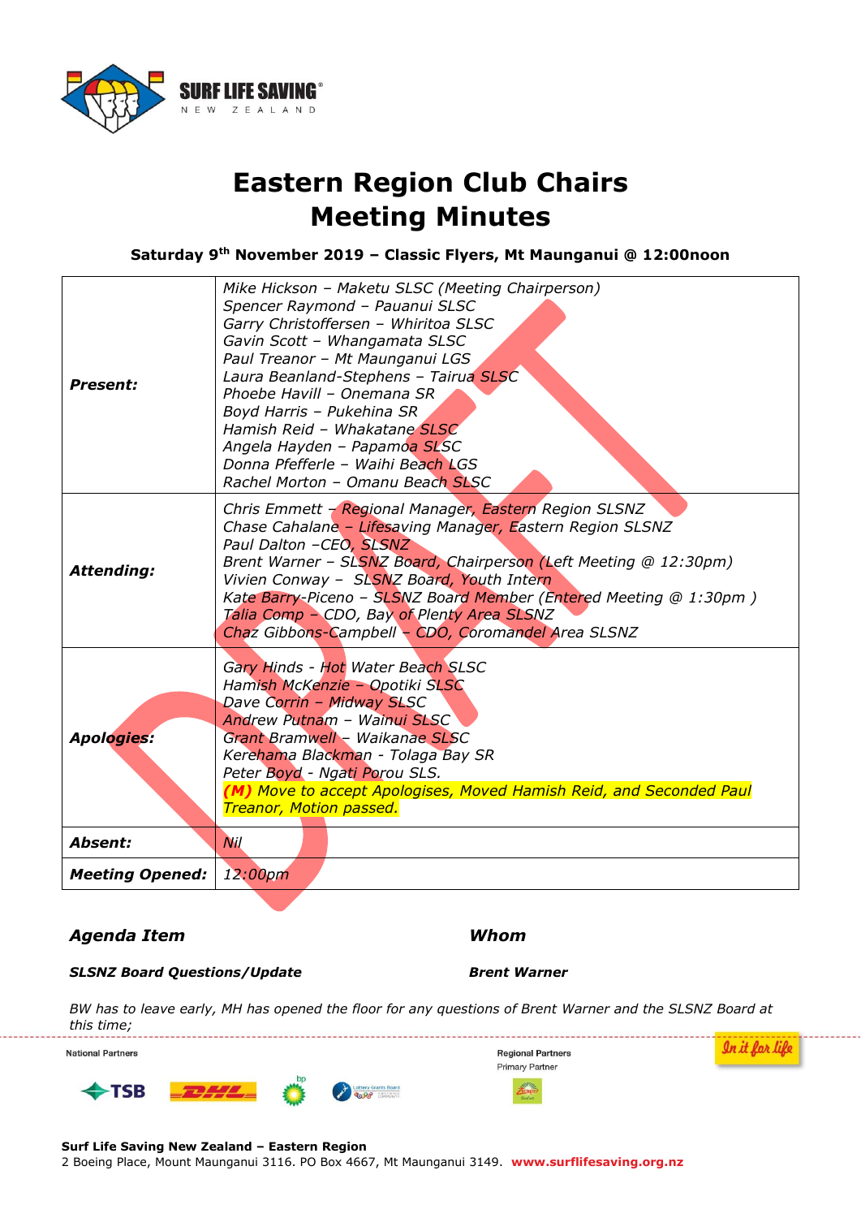# Eastern Region Club Chairs Meeting Minutes

**Saturday 9th November 2019 – Classic Flyers, Mt Maunganui @ 12:00noon**

| | |
|---|---|
| **Present:** | *Mike Hickson – Maketu SLSC (Meeting Chairperson)*<br>*Spencer Raymond – Pauanui SLSC*<br>*Garry Christoffersen – Whiritoa SLSC*<br>*Gavin Scott – Whangamata SLSC*<br>*Paul Treanor – Mt Maunganui LGS*<br>*Laura Beanland-Stephens – Tairua SLSC*<br>*Phoebe Havill – Onemana SR*<br>*Boyd Harris – Pukehina SR*<br>*Hamish Reid – Whakatane SLSC*<br>*Angela Hayden – Papamoa SLSC*<br>*Donna Pfefferle – Waihi Beach LGS*<br>*Rachel Morton – Omanu Beach SLSC* |
| **Attending:** | *Chris Emmett – Regional Manager, Eastern Region SLSNZ*<br>*Chase Cahalane – Lifesaving Manager, Eastern Region SLSNZ*<br>*Paul Dalton –CEO, SLSNZ*<br>*Brent Warner – SLSNZ Board, Chairperson (Left Meeting @ 12:30pm)*<br>*Vivien Conway – SLSNZ Board, Youth Intern*<br>*Kate Barry-Piceno – SLSNZ Board Member (Entered Meeting @ 1:30pm )*<br>*Talia Comp – CDO, Bay of Plenty Area SLSNZ*<br>*Chaz Gibbons-Campbell – CDO, Coromandel Area SLSNZ* |
| **Apologies:** | *Gary Hinds - Hot Water Beach SLSC*<br>*Hamish McKenzie – Opotiki SLSC*<br>*Dave Corrin – Midway SLSC*<br>*Andrew Putnam – Wainui SLSC*<br>*Grant Bramwell – Waikanae SLSC*<br>*Kerehama Blackman - Tolaga Bay SR*<br>*Peter Boyd - Ngati Porou SLS.*<br>***(M)** Move to accept Apologises, Moved Hamish Reid, and Seconded Paul Treanor, Motion passed.* |
| **Absent:** | *Nil* |
| **Meeting Opened:** | *12:00pm* |

| ***Agenda Item*** | ***Whom*** |
|---|---|
| ***SLSNZ Board Questions/Update*** | ***Brent Warner*** |

*BW has to leave early, MH has opened the floor for any questions of Brent Warner and the SLSNZ Board at this time;*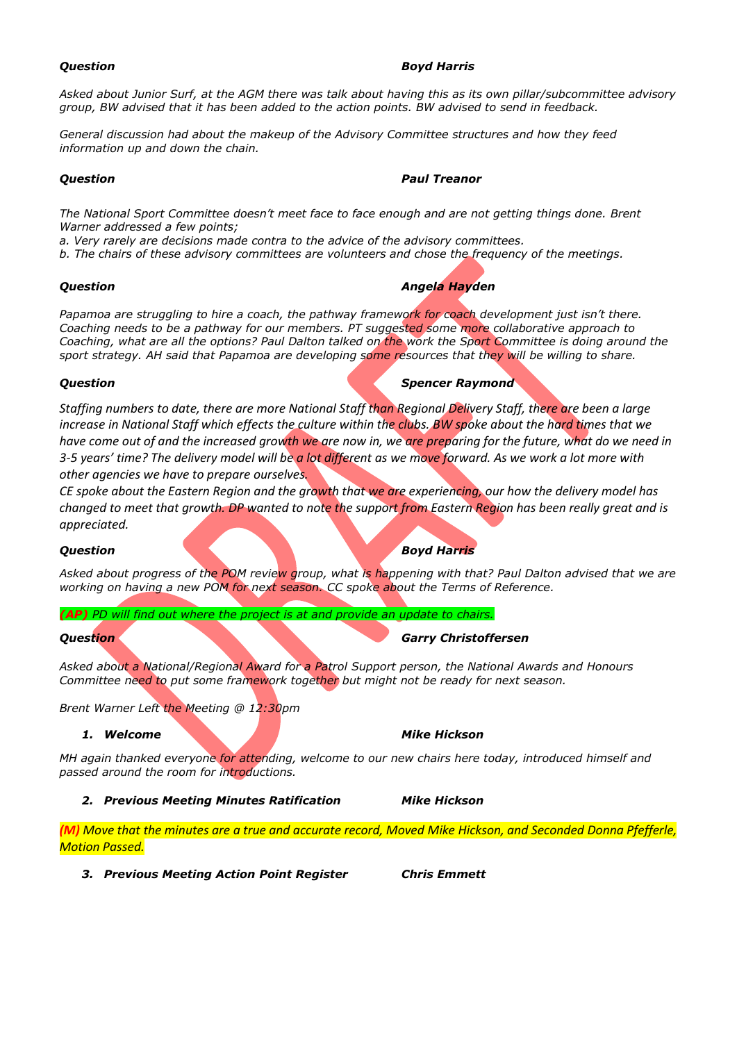***Question*** ***Boyd Harris***

*Asked about Junior Surf, at the AGM there was talk about having this as its own pillar/subcommittee advisory group, BW advised that it has been added to the action points. BW advised to send in feedback.*

*General discussion had about the makeup of the Advisory Committee structures and how they feed information up and down the chain.*

***Question*** ***Paul Treanor***

*The National Sport Committee doesn't meet face to face enough and are not getting things done. Brent Warner addressed a few points;*

*a. Very rarely are decisions made contra to the advice of the advisory committees.*

*b. The chairs of these advisory committees are volunteers and chose the frequency of the meetings.*

***Question*** ***Angela Hayden***

*Papamoa are struggling to hire a coach, the pathway framework for coach development just isn't there. Coaching needs to be a pathway for our members. PT suggested some more collaborative approach to Coaching, what are all the options? Paul Dalton talked on the work the Sport Committee is doing around the sport strategy. AH said that Papamoa are developing some resources that they will be willing to share.*

***Question*** ***Spencer Raymond***

*Staffing numbers to date, there are more National Staff than Regional Delivery Staff, there are been a large increase in National Staff which effects the culture within the clubs. BW spoke about the hard times that we have come out of and the increased growth we are now in, we are preparing for the future, what do we need in 3-5 years' time? The delivery model will be a lot different as we move forward. As we work a lot more with other agencies we have to prepare ourselves.*

*CE spoke about the Eastern Region and the growth that we are experiencing, our how the delivery model has changed to meet that growth. DP wanted to note the support from Eastern Region has been really great and is appreciated.*

***Question*** ***Boyd Harris***

*Asked about progress of the POM review group, what is happening with that? Paul Dalton advised that we are working on having a new POM for next season. CC spoke about the Terms of Reference.*

***(AP)*** *PD will find out where the project is at and provide an update to chairs.*

***Question*** ***Garry Christoffersen***

*Asked about a National/Regional Award for a Patrol Support person, the National Awards and Honours Committee need to put some framework together but might not be ready for next season.*

*Brent Warner Left the Meeting @ 12:30pm*

***1. Welcome*** ***Mike Hickson***

*MH again thanked everyone for attending, welcome to our new chairs here today, introduced himself and passed around the room for introductions.*

***2. Previous Meeting Minutes Ratification*** ***Mike Hickson***

***(M)*** *Move that the minutes are a true and accurate record, Moved Mike Hickson, and Seconded Donna Pfefferle, Motion Passed.*

***3. Previous Meeting Action Point Register*** ***Chris Emmett***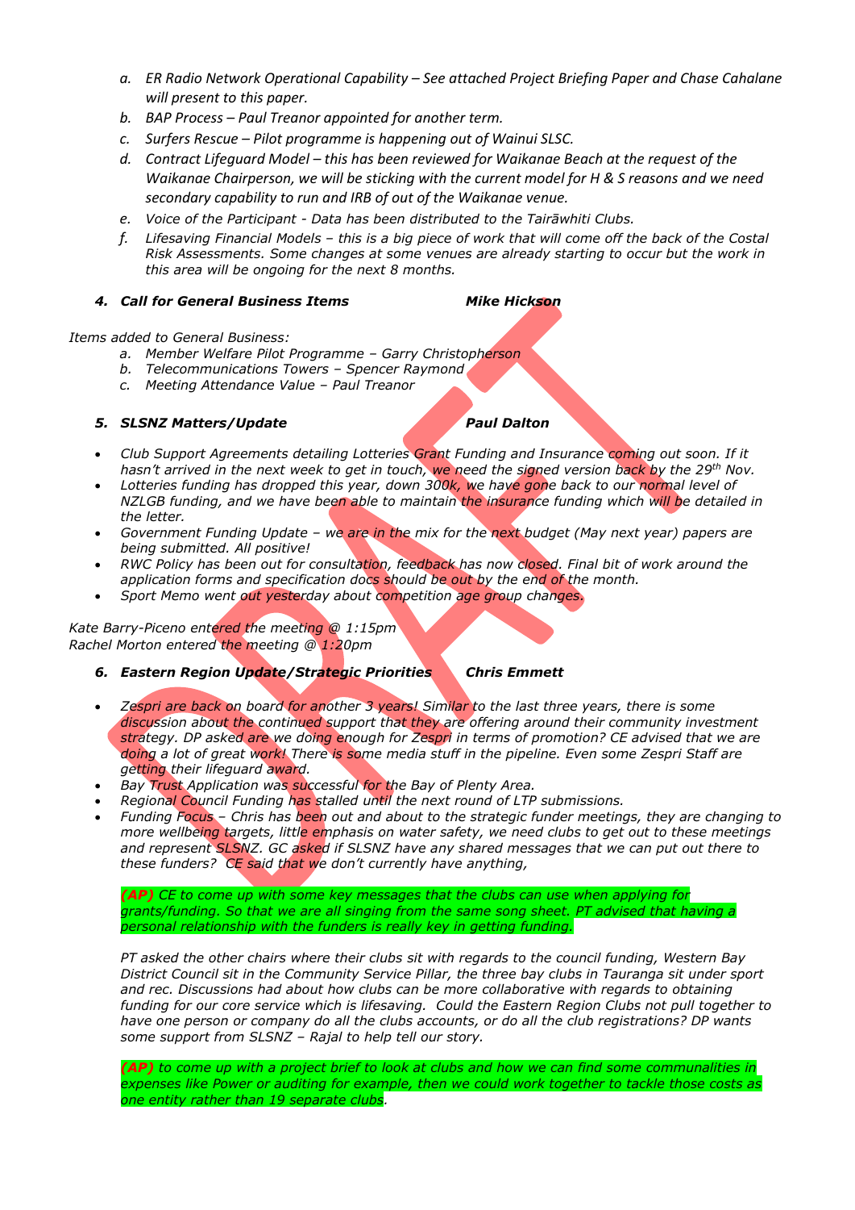a. *ER Radio Network Operational Capability – See attached Project Briefing Paper and Chase Cahalane will present to this paper.*
b. *BAP Process – Paul Treanor appointed for another term.*
c. *Surfers Rescue – Pilot programme is happening out of Wainui SLSC.*
d. *Contract Lifeguard Model – this has been reviewed for Waikanae Beach at the request of the Waikanae Chairperson, we will be sticking with the current model for H & S reasons and we need secondary capability to run and IRB of out of the Waikanae venue.*
e. *Voice of the Participant - Data has been distributed to the Tairāwhiti Clubs.*
f. *Lifesaving Financial Models – this is a big piece of work that will come off the back of the Costal Risk Assessments. Some changes at some venues are already starting to occur but the work in this area will be ongoing for the next 8 months.*

### 4. Call for General Business Items — Mike Hickson

*Items added to General Business:*

a. *Member Welfare Pilot Programme – Garry Christopherson*
b. *Telecommunications Towers – Spencer Raymond*
c. *Meeting Attendance Value – Paul Treanor*

### 5. SLSNZ Matters/Update — Paul Dalton

- *Club Support Agreements detailing Lotteries Grant Funding and Insurance coming out soon. If it hasn't arrived in the next week to get in touch, we need the signed version back by the 29th Nov.*
- *Lotteries funding has dropped this year, down 300k, we have gone back to our normal level of NZLGB funding, and we have been able to maintain the insurance funding which will be detailed in the letter.*
- *Government Funding Update – we are in the mix for the next budget (May next year) papers are being submitted. All positive!*
- *RWC Policy has been out for consultation, feedback has now closed. Final bit of work around the application forms and specification docs should be out by the end of the month.*
- *Sport Memo went out yesterday about competition age group changes.*

*Kate Barry-Piceno entered the meeting @ 1:15pm*
*Rachel Morton entered the meeting @ 1:20pm*

### 6. Eastern Region Update/Strategic Priorities — Chris Emmett

- *Zespri are back on board for another 3 years! Similar to the last three years, there is some discussion about the continued support that they are offering around their community investment strategy. DP asked are we doing enough for Zespri in terms of promotion? CE advised that we are doing a lot of great work! There is some media stuff in the pipeline. Even some Zespri Staff are getting their lifeguard award.*
- *Bay Trust Application was successful for the Bay of Plenty Area.*
- *Regional Council Funding has stalled until the next round of LTP submissions.*
- *Funding Focus – Chris has been out and about to the strategic funder meetings, they are changing to more wellbeing targets, little emphasis on water safety, we need clubs to get out to these meetings and represent SLSNZ. GC asked if SLSNZ have any shared messages that we can put out there to these funders? CE said that we don't currently have anything,*

***(AP)*** *CE to come up with some key messages that the clubs can use when applying for grants/funding. So that we are all singing from the same song sheet. PT advised that having a personal relationship with the funders is really key in getting funding.*

*PT asked the other chairs where their clubs sit with regards to the council funding, Western Bay District Council sit in the Community Service Pillar, the three bay clubs in Tauranga sit under sport and rec. Discussions had about how clubs can be more collaborative with regards to obtaining funding for our core service which is lifesaving. Could the Eastern Region Clubs not pull together to have one person or company do all the clubs accounts, or do all the club registrations? DP wants some support from SLSNZ – Rajal to help tell our story.*

***(AP)*** *to come up with a project brief to look at clubs and how we can find some communalities in expenses like Power or auditing for example, then we could work together to tackle those costs as one entity rather than 19 separate clubs.*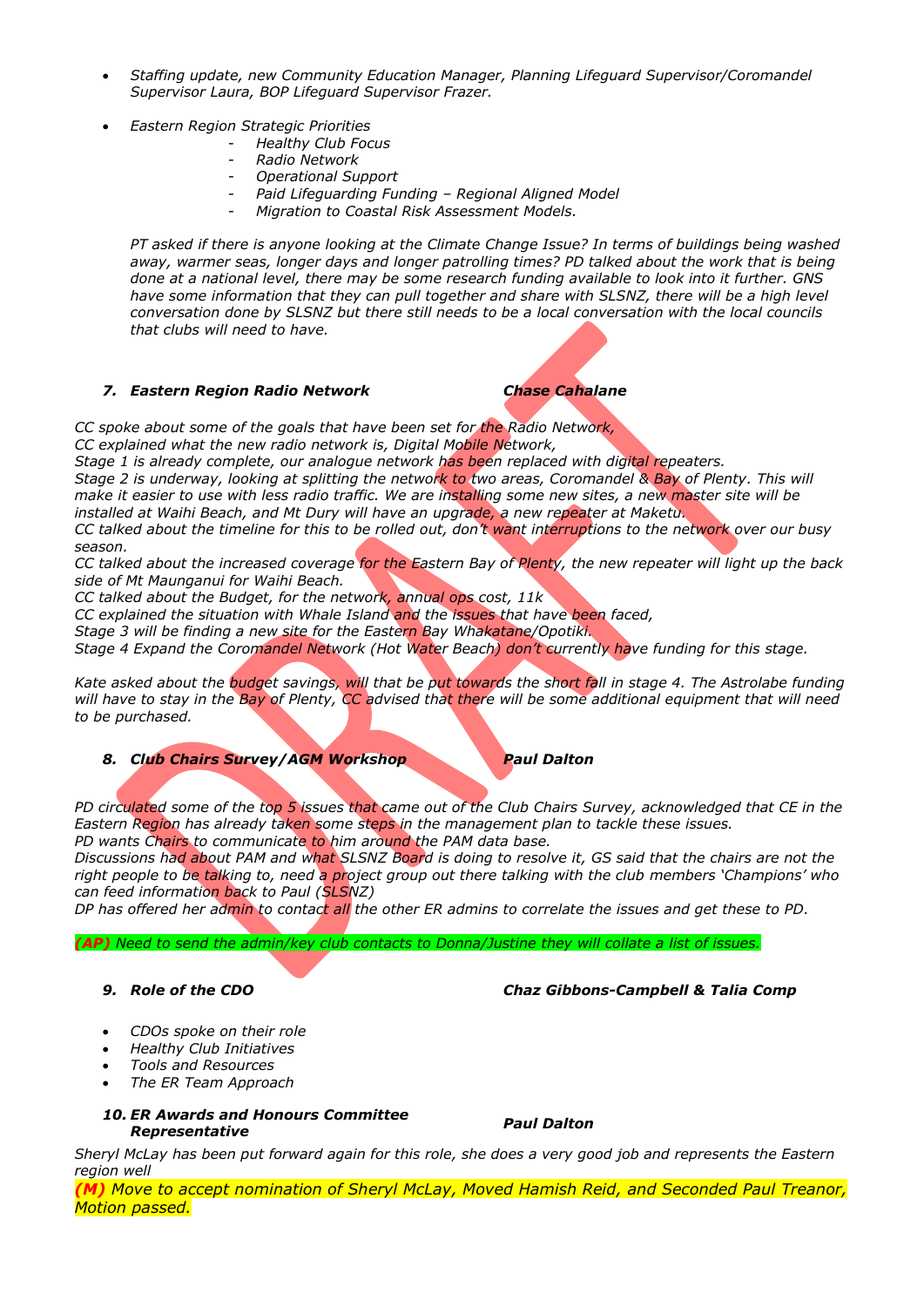- *Staffing update, new Community Education Manager, Planning Lifeguard Supervisor/Coromandel Supervisor Laura, BOP Lifeguard Supervisor Frazer.*

- *Eastern Region Strategic Priorities*
  - *Healthy Club Focus*
  - *Radio Network*
  - *Operational Support*
  - *Paid Lifeguarding Funding – Regional Aligned Model*
  - *Migration to Coastal Risk Assessment Models.*

  *PT asked if there is anyone looking at the Climate Change Issue? In terms of buildings being washed away, warmer seas, longer days and longer patrolling times? PD talked about the work that is being done at a national level, there may be some research funding available to look into it further. GNS have some information that they can pull together and share with SLSNZ, there will be a high level conversation done by SLSNZ but there still needs to be a local conversation with the local councils that clubs will need to have.*

### *7. Eastern Region Radio Network* — *Chase Cahalane*

*CC spoke about some of the goals that have been set for the Radio Network,*
*CC explained what the new radio network is, Digital Mobile Network,*
*Stage 1 is already complete, our analogue network has been replaced with digital repeaters.*
*Stage 2 is underway, looking at splitting the network to two areas, Coromandel & Bay of Plenty. This will make it easier to use with less radio traffic. We are installing some new sites, a new master site will be installed at Waihi Beach, and Mt Dury will have an upgrade, a new repeater at Maketu.*
*CC talked about the timeline for this to be rolled out, don't want interruptions to the network over our busy season.*
*CC talked about the increased coverage for the Eastern Bay of Plenty, the new repeater will light up the back side of Mt Maunganui for Waihi Beach.*
*CC talked about the Budget, for the network, annual ops cost, 11k*
*CC explained the situation with Whale Island and the issues that have been faced,*
*Stage 3 will be finding a new site for the Eastern Bay Whakatane/Opotiki.*
*Stage 4 Expand the Coromandel Network (Hot Water Beach) don't currently have funding for this stage.*

*Kate asked about the budget savings, will that be put towards the short fall in stage 4. The Astrolabe funding will have to stay in the Bay of Plenty, CC advised that there will be some additional equipment that will need to be purchased.*

### *8. Club Chairs Survey/AGM Workshop* — *Paul Dalton*

*PD circulated some of the top 5 issues that came out of the Club Chairs Survey, acknowledged that CE in the Eastern Region has already taken some steps in the management plan to tackle these issues.*
*PD wants Chairs to communicate to him around the PAM data base.*
*Discussions had about PAM and what SLSNZ Board is doing to resolve it, GS said that the chairs are not the right people to be talking to, need a project group out there talking with the club members 'Champions' who can feed information back to Paul (SLSNZ)*
*DP has offered her admin to contact all the other ER admins to correlate the issues and get these to PD.*

***(AP)*** *Need to send the admin/key club contacts to Donna/Justine they will collate a list of issues.*

### *9. Role of the CDO* — *Chaz Gibbons-Campbell & Talia Comp*

- *CDOs spoke on their role*
- *Healthy Club Initiatives*
- *Tools and Resources*
- *The ER Team Approach*

### *10. ER Awards and Honours Committee Representative* — *Paul Dalton*

*Sheryl McLay has been put forward again for this role, she does a very good job and represents the Eastern region well*

***(M)*** *Move to accept nomination of Sheryl McLay, Moved Hamish Reid, and Seconded Paul Treanor, Motion passed.*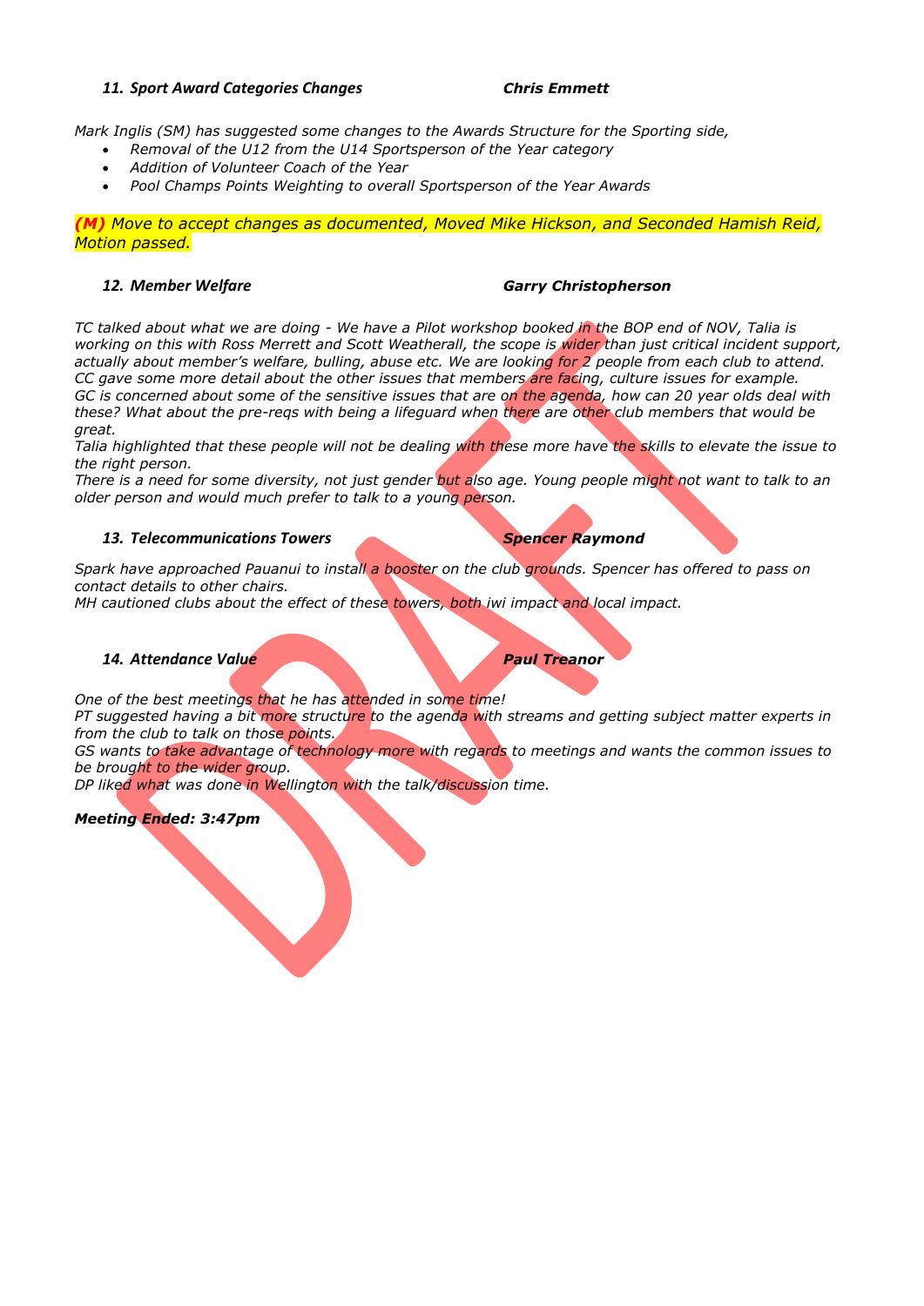### *11. Sport Award Categories Changes* — *Chris Emmett*

*Mark Inglis (SM) has suggested some changes to the Awards Structure for the Sporting side,*

- *Removal of the U12 from the U14 Sportsperson of the Year category*
- *Addition of Volunteer Coach of the Year*
- *Pool Champs Points Weighting to overall Sportsperson of the Year Awards*

***(M)** Move to accept changes as documented, Moved Mike Hickson, and Seconded Hamish Reid, Motion passed.*

### *12. Member Welfare* — *Garry Christopherson*

*TC talked about what we are doing - We have a Pilot workshop booked in the BOP end of NOV, Talia is working on this with Ross Merrett and Scott Weatherall, the scope is wider than just critical incident support, actually about member's welfare, bulling, abuse etc. We are looking for 2 people from each club to attend.*
*CC gave some more detail about the other issues that members are facing, culture issues for example.*
*GC is concerned about some of the sensitive issues that are on the agenda, how can 20 year olds deal with these? What about the pre-reqs with being a lifeguard when there are other club members that would be great.*
*Talia highlighted that these people will not be dealing with these more have the skills to elevate the issue to the right person.*
*There is a need for some diversity, not just gender but also age. Young people might not want to talk to an older person and would much prefer to talk to a young person.*

### *13. Telecommunications Towers* — *Spencer Raymond*

*Spark have approached Pauanui to install a booster on the club grounds. Spencer has offered to pass on contact details to other chairs.*
*MH cautioned clubs about the effect of these towers, both iwi impact and local impact.*

### *14. Attendance Value* — *Paul Treanor*

*One of the best meetings that he has attended in some time!*
*PT suggested having a bit more structure to the agenda with streams and getting subject matter experts in from the club to talk on those points.*
*GS wants to take advantage of technology more with regards to meetings and wants the common issues to be brought to the wider group.*
*DP liked what was done in Wellington with the talk/discussion time.*

***Meeting Ended: 3:47pm***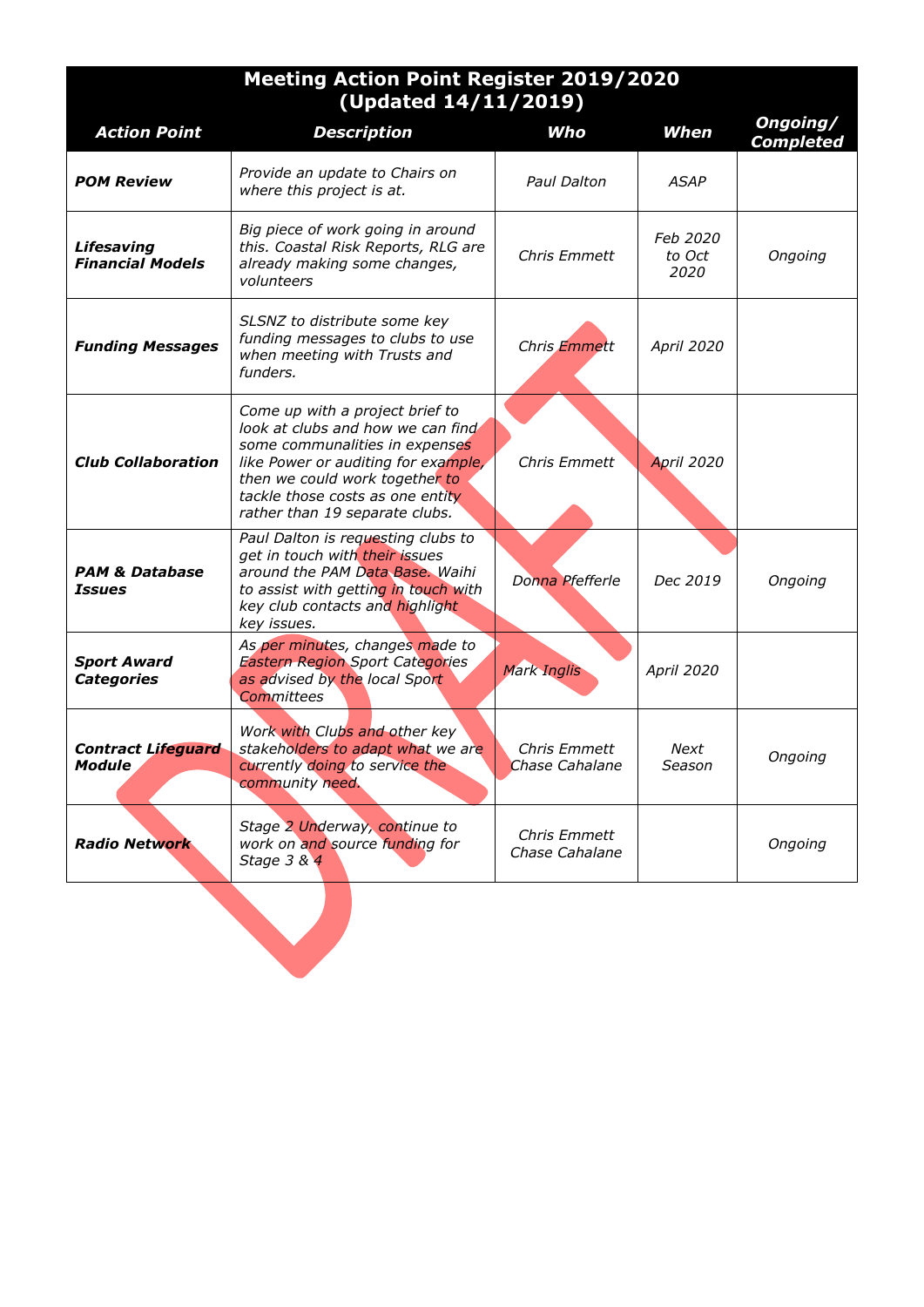# Meeting Action Point Register 2019/2020 (Updated 14/11/2019)

| *Action Point* | *Description* | *Who* | *When* | *Ongoing/ Completed* |
|---|---|---|---|---|
| ***POM Review*** | *Provide an update to Chairs on where this project is at.* | *Paul Dalton* | *ASAP* | |
| ***Lifesaving Financial Models*** | *Big piece of work going in around this. Coastal Risk Reports, RLG are already making some changes, volunteers* | *Chris Emmett* | *Feb 2020 to Oct 2020* | *Ongoing* |
| ***Funding Messages*** | *SLSNZ to distribute some key funding messages to clubs to use when meeting with Trusts and funders.* | *Chris Emmett* | *April 2020* | |
| ***Club Collaboration*** | *Come up with a project brief to look at clubs and how we can find some communalities in expenses like Power or auditing for example, then we could work together to tackle those costs as one entity rather than 19 separate clubs.* | *Chris Emmett* | *April 2020* | |
| ***PAM & Database Issues*** | *Paul Dalton is requesting clubs to get in touch with their issues around the PAM Data Base. Waihi to assist with getting in touch with key club contacts and highlight key issues.* | *Donna Pfefferle* | *Dec 2019* | *Ongoing* |
| ***Sport Award Categories*** | *As per minutes, changes made to Eastern Region Sport Categories as advised by the local Sport Committees* | *Mark Inglis* | *April 2020* | |
| ***Contract Lifeguard Module*** | *Work with Clubs and other key stakeholders to adapt what we are currently doing to service the community need.* | *Chris Emmett Chase Cahalane* | *Next Season* | *Ongoing* |
| ***Radio Network*** | *Stage 2 Underway, continue to work on and source funding for Stage 3 & 4* | *Chris Emmett Chase Cahalane* | | *Ongoing* |

DRAFT